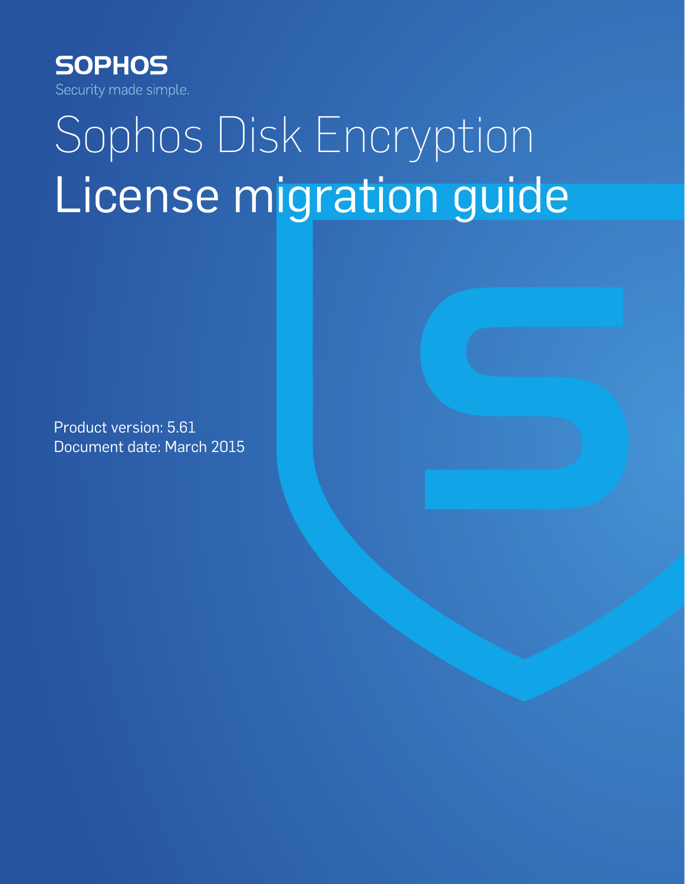SOPHOS

Security made simple.

# Sophos Disk Encryption

# License migration guide

Product version: 5.61

Document date: March 2015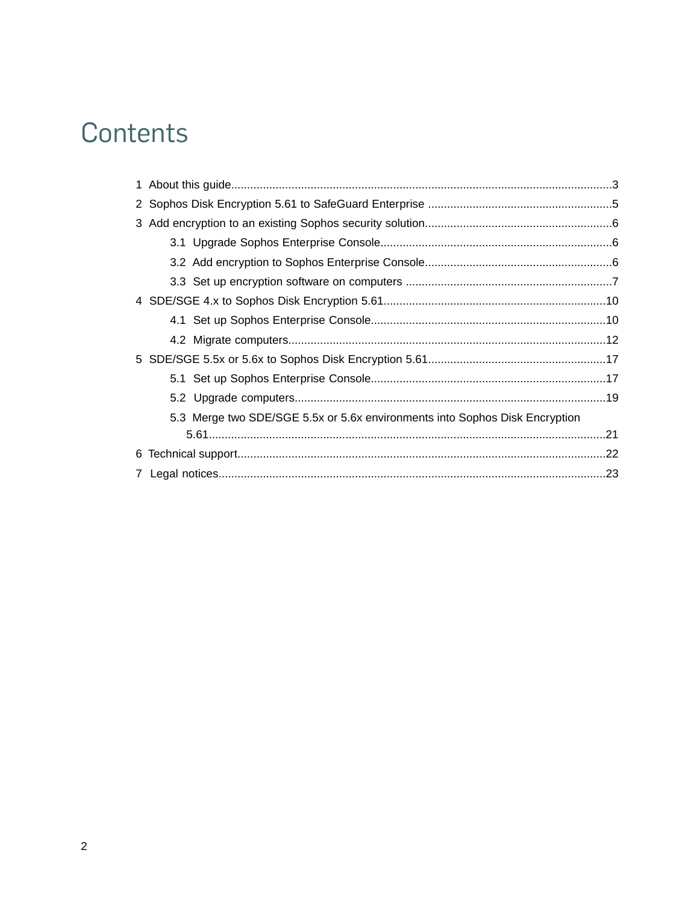# Contents

1 About this guide.....3

2 Sophos Disk Encryption 5.61 to SafeGuard Enterprise.....5

3 Add encryption to an existing Sophos security solution.....6

- 3.1 Upgrade Sophos Enterprise Console.....6
- 3.2 Add encryption to Sophos Enterprise Console.....6
- 3.3 Set up encryption software on computers.....7

4 SDE/SGE 4.x to Sophos Disk Encryption 5.61.....10

- 4.1 Set up Sophos Enterprise Console.....10
- 4.2 Migrate computers.....12

5 SDE/SGE 5.5x or 5.6x to Sophos Disk Encryption 5.61.....17

- 5.1 Set up Sophos Enterprise Console.....17
- 5.2 Upgrade computers.....19
- 5.3 Merge two SDE/SGE 5.5x or 5.6x environments into Sophos Disk Encryption 5.61.....21

6 Technical support.....22

7 Legal notices.....23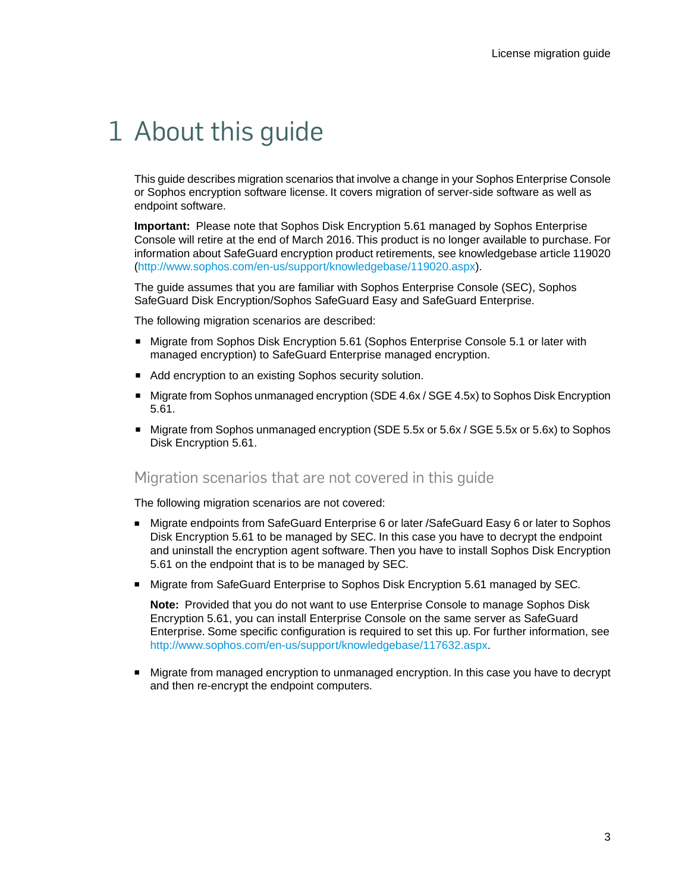# 1 About this guide

This guide describes migration scenarios that involve a change in your Sophos Enterprise Console or Sophos encryption software license. It covers migration of server-side software as well as endpoint software.

**Important:** Please note that Sophos Disk Encryption 5.61 managed by Sophos Enterprise Console will retire at the end of March 2016. This product is no longer available to purchase. For information about SafeGuard encryption product retirements, see knowledgebase article 119020 (http://www.sophos.com/en-us/support/knowledgebase/119020.aspx).

The guide assumes that you are familiar with Sophos Enterprise Console (SEC), Sophos SafeGuard Disk Encryption/Sophos SafeGuard Easy and SafeGuard Enterprise.

The following migration scenarios are described:

- Migrate from Sophos Disk Encryption 5.61 (Sophos Enterprise Console 5.1 or later with managed encryption) to SafeGuard Enterprise managed encryption.
- Add encryption to an existing Sophos security solution.
- Migrate from Sophos unmanaged encryption (SDE 4.6x / SGE 4.5x) to Sophos Disk Encryption 5.61.
- Migrate from Sophos unmanaged encryption (SDE 5.5x or 5.6x / SGE 5.5x or 5.6x) to Sophos Disk Encryption 5.61.

## Migration scenarios that are not covered in this guide

The following migration scenarios are not covered:

- Migrate endpoints from SafeGuard Enterprise 6 or later /SafeGuard Easy 6 or later to Sophos Disk Encryption 5.61 to be managed by SEC. In this case you have to decrypt the endpoint and uninstall the encryption agent software. Then you have to install Sophos Disk Encryption 5.61 on the endpoint that is to be managed by SEC.
- Migrate from SafeGuard Enterprise to Sophos Disk Encryption 5.61 managed by SEC.

  **Note:** Provided that you do not want to use Enterprise Console to manage Sophos Disk Encryption 5.61, you can install Enterprise Console on the same server as SafeGuard Enterprise. Some specific configuration is required to set this up. For further information, see http://www.sophos.com/en-us/support/knowledgebase/117632.aspx.

- Migrate from managed encryption to unmanaged encryption. In this case you have to decrypt and then re-encrypt the endpoint computers.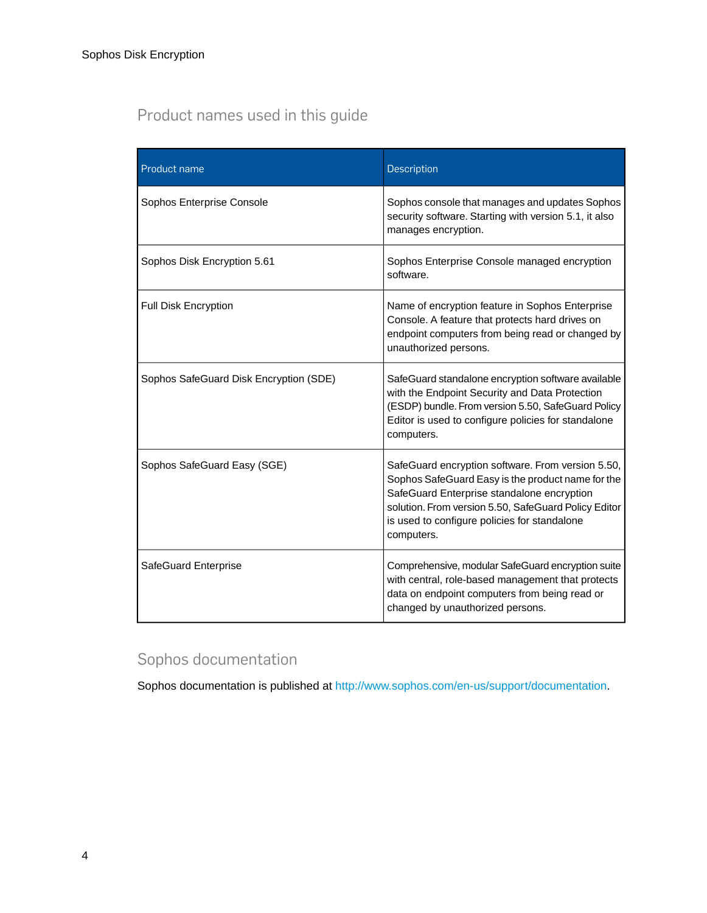## Product names used in this guide

| Product name | Description |
| --- | --- |
| Sophos Enterprise Console | Sophos console that manages and updates Sophos security software. Starting with version 5.1, it also manages encryption. |
| Sophos Disk Encryption 5.61 | Sophos Enterprise Console managed encryption software. |
| Full Disk Encryption | Name of encryption feature in Sophos Enterprise Console. A feature that protects hard drives on endpoint computers from being read or changed by unauthorized persons. |
| Sophos SafeGuard Disk Encryption (SDE) | SafeGuard standalone encryption software available with the Endpoint Security and Data Protection (ESDP) bundle. From version 5.50, SafeGuard Policy Editor is used to configure policies for standalone computers. |
| Sophos SafeGuard Easy (SGE) | SafeGuard encryption software. From version 5.50, Sophos SafeGuard Easy is the product name for the SafeGuard Enterprise standalone encryption solution. From version 5.50, SafeGuard Policy Editor is used to configure policies for standalone computers. |
| SafeGuard Enterprise | Comprehensive, modular SafeGuard encryption suite with central, role-based management that protects data on endpoint computers from being read or changed by unauthorized persons. |

## Sophos documentation

Sophos documentation is published at http://www.sophos.com/en-us/support/documentation.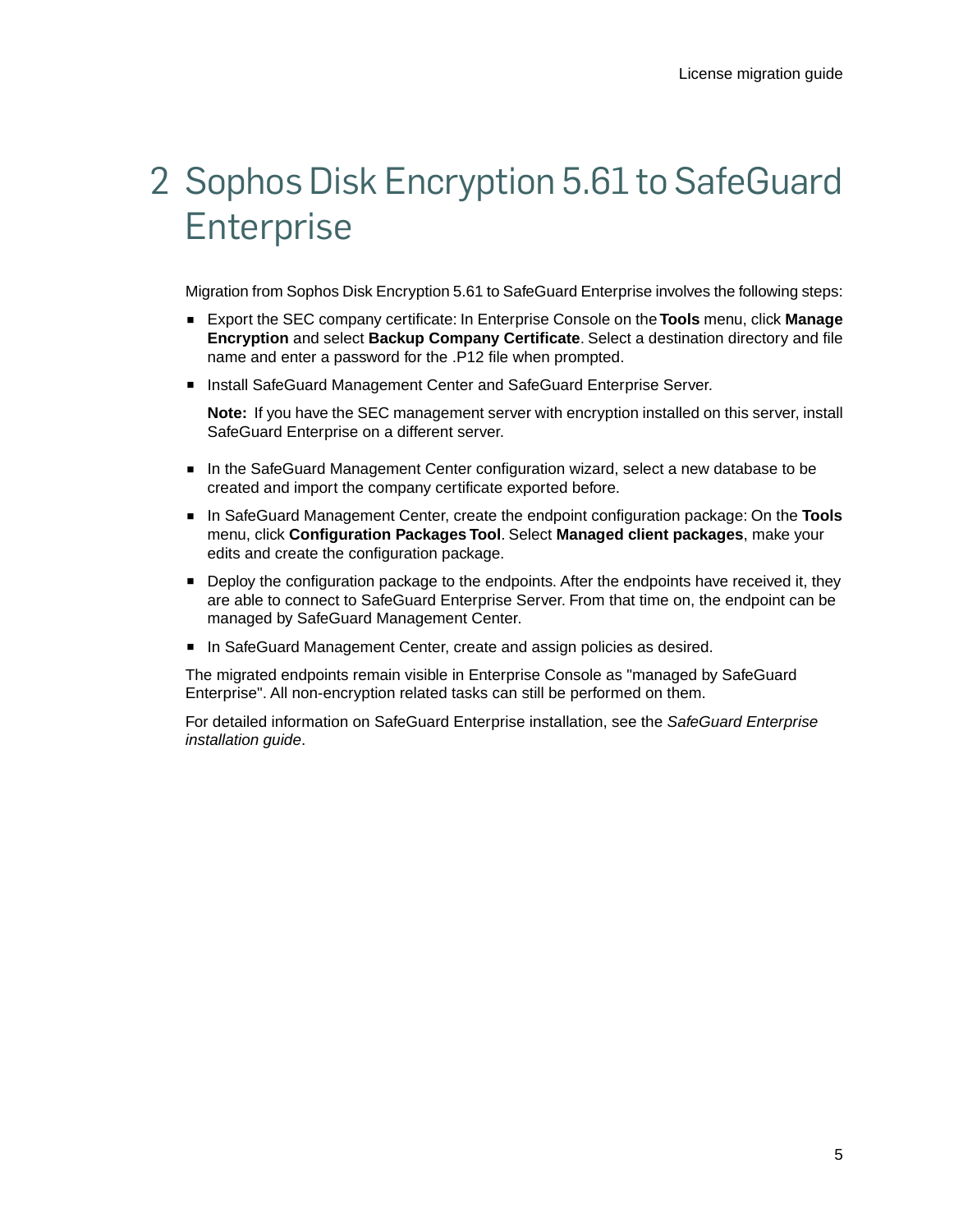# 2 Sophos Disk Encryption 5.61 to SafeGuard Enterprise

Migration from Sophos Disk Encryption 5.61 to SafeGuard Enterprise involves the following steps:

- Export the SEC company certificate: In Enterprise Console on the **Tools** menu, click **Manage Encryption** and select **Backup Company Certificate**. Select a destination directory and file name and enter a password for the .P12 file when prompted.
- Install SafeGuard Management Center and SafeGuard Enterprise Server.

  **Note:** If you have the SEC management server with encryption installed on this server, install SafeGuard Enterprise on a different server.

- In the SafeGuard Management Center configuration wizard, select a new database to be created and import the company certificate exported before.
- In SafeGuard Management Center, create the endpoint configuration package: On the **Tools** menu, click **Configuration Packages Tool**. Select **Managed client packages**, make your edits and create the configuration package.
- Deploy the configuration package to the endpoints. After the endpoints have received it, they are able to connect to SafeGuard Enterprise Server. From that time on, the endpoint can be managed by SafeGuard Management Center.
- In SafeGuard Management Center, create and assign policies as desired.

The migrated endpoints remain visible in Enterprise Console as "managed by SafeGuard Enterprise". All non-encryption related tasks can still be performed on them.

For detailed information on SafeGuard Enterprise installation, see the *SafeGuard Enterprise installation guide*.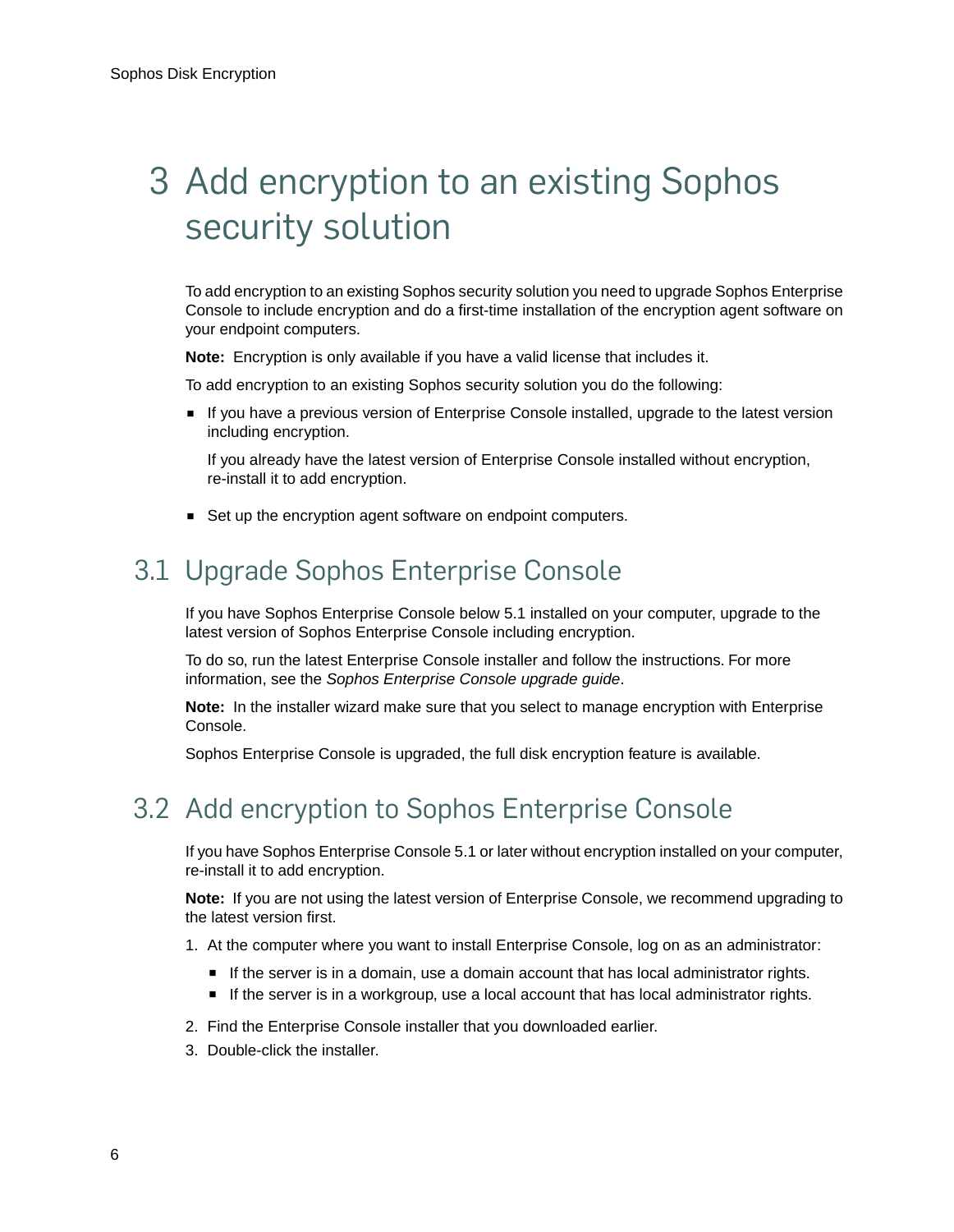# 3 Add encryption to an existing Sophos security solution

To add encryption to an existing Sophos security solution you need to upgrade Sophos Enterprise Console to include encryption and do a first-time installation of the encryption agent software on your endpoint computers.

**Note:** Encryption is only available if you have a valid license that includes it.

To add encryption to an existing Sophos security solution you do the following:

- If you have a previous version of Enterprise Console installed, upgrade to the latest version including encryption.

  If you already have the latest version of Enterprise Console installed without encryption, re-install it to add encryption.

- Set up the encryption agent software on endpoint computers.

## 3.1 Upgrade Sophos Enterprise Console

If you have Sophos Enterprise Console below 5.1 installed on your computer, upgrade to the latest version of Sophos Enterprise Console including encryption.

To do so, run the latest Enterprise Console installer and follow the instructions. For more information, see the *Sophos Enterprise Console upgrade guide*.

**Note:** In the installer wizard make sure that you select to manage encryption with Enterprise Console.

Sophos Enterprise Console is upgraded, the full disk encryption feature is available.

## 3.2 Add encryption to Sophos Enterprise Console

If you have Sophos Enterprise Console 5.1 or later without encryption installed on your computer, re-install it to add encryption.

**Note:** If you are not using the latest version of Enterprise Console, we recommend upgrading to the latest version first.

1. At the computer where you want to install Enterprise Console, log on as an administrator:
   - If the server is in a domain, use a domain account that has local administrator rights.
   - If the server is in a workgroup, use a local account that has local administrator rights.
2. Find the Enterprise Console installer that you downloaded earlier.
3. Double-click the installer.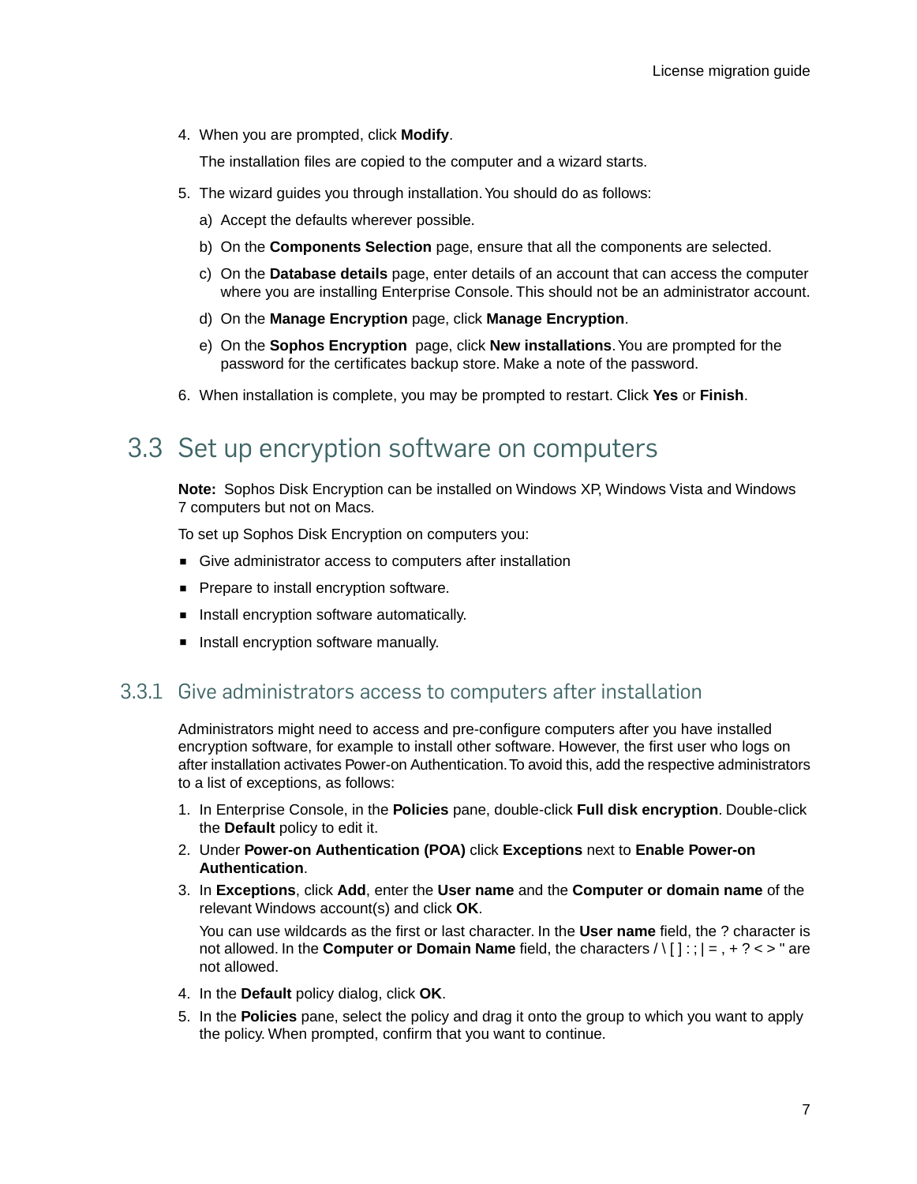4. When you are prompted, click **Modify**.

   The installation files are copied to the computer and a wizard starts.

5. The wizard guides you through installation. You should do as follows:

   a) Accept the defaults wherever possible.

   b) On the **Components Selection** page, ensure that all the components are selected.

   c) On the **Database details** page, enter details of an account that can access the computer where you are installing Enterprise Console. This should not be an administrator account.

   d) On the **Manage Encryption** page, click **Manage Encryption**.

   e) On the **Sophos Encryption** page, click **New installations**. You are prompted for the password for the certificates backup store. Make a note of the password.

6. When installation is complete, you may be prompted to restart. Click **Yes** or **Finish**.

## 3.3 Set up encryption software on computers

**Note:** Sophos Disk Encryption can be installed on Windows XP, Windows Vista and Windows 7 computers but not on Macs.

To set up Sophos Disk Encryption on computers you:

- Give administrator access to computers after installation
- Prepare to install encryption software.
- Install encryption software automatically.
- Install encryption software manually.

### 3.3.1 Give administrators access to computers after installation

Administrators might need to access and pre-configure computers after you have installed encryption software, for example to install other software. However, the first user who logs on after installation activates Power-on Authentication. To avoid this, add the respective administrators to a list of exceptions, as follows:

1. In Enterprise Console, in the **Policies** pane, double-click **Full disk encryption**. Double-click the **Default** policy to edit it.
2. Under **Power-on Authentication (POA)** click **Exceptions** next to **Enable Power-on Authentication**.
3. In **Exceptions**, click **Add**, enter the **User name** and the **Computer or domain name** of the relevant Windows account(s) and click **OK**.

   You can use wildcards as the first or last character. In the **User name** field, the ? character is not allowed. In the **Computer or Domain Name** field, the characters / \ [ ] : ; | = , + ? < > " are not allowed.

4. In the **Default** policy dialog, click **OK**.
5. In the **Policies** pane, select the policy and drag it onto the group to which you want to apply the policy. When prompted, confirm that you want to continue.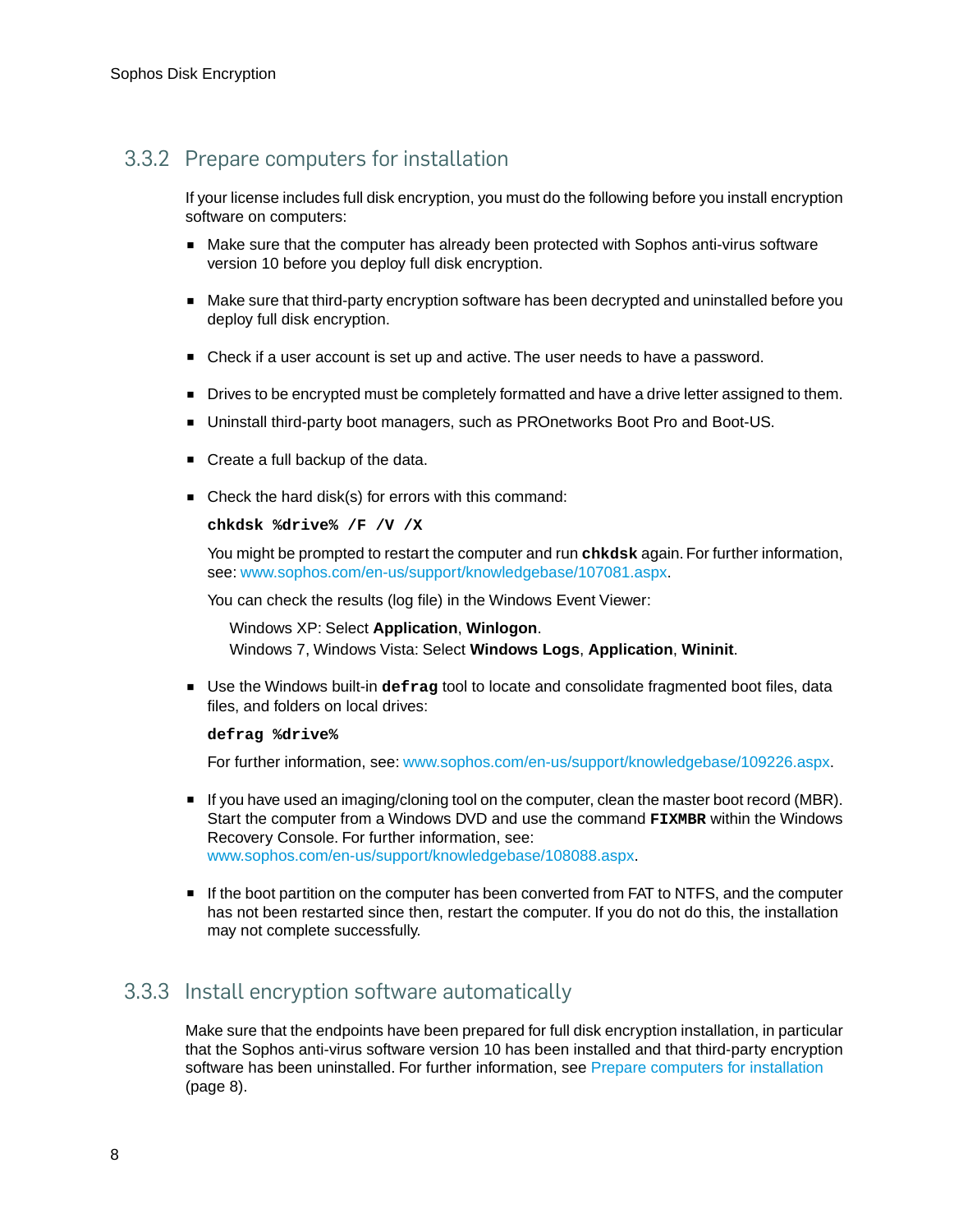### 3.3.2 Prepare computers for installation

If your license includes full disk encryption, you must do the following before you install encryption software on computers:

- Make sure that the computer has already been protected with Sophos anti-virus software version 10 before you deploy full disk encryption.
- Make sure that third-party encryption software has been decrypted and uninstalled before you deploy full disk encryption.
- Check if a user account is set up and active. The user needs to have a password.
- Drives to be encrypted must be completely formatted and have a drive letter assigned to them.
- Uninstall third-party boot managers, such as PROnetworks Boot Pro and Boot-US.
- Create a full backup of the data.
- Check the hard disk(s) for errors with this command:

  ```
  chkdsk %drive% /F /V /X
  ```

  You might be prompted to restart the computer and run **chkdsk** again. For further information, see: www.sophos.com/en-us/support/knowledgebase/107081.aspx.

  You can check the results (log file) in the Windows Event Viewer:

  Windows XP: Select **Application**, **Winlogon**.
  Windows 7, Windows Vista: Select **Windows Logs**, **Application**, **Wininit**.

- Use the Windows built-in **defrag** tool to locate and consolidate fragmented boot files, data files, and folders on local drives:

  ```
  defrag %drive%
  ```

  For further information, see: www.sophos.com/en-us/support/knowledgebase/109226.aspx.

- If you have used an imaging/cloning tool on the computer, clean the master boot record (MBR). Start the computer from a Windows DVD and use the command **FIXMBR** within the Windows Recovery Console. For further information, see: www.sophos.com/en-us/support/knowledgebase/108088.aspx.
- If the boot partition on the computer has been converted from FAT to NTFS, and the computer has not been restarted since then, restart the computer. If you do not do this, the installation may not complete successfully.

### 3.3.3 Install encryption software automatically

Make sure that the endpoints have been prepared for full disk encryption installation, in particular that the Sophos anti-virus software version 10 has been installed and that third-party encryption software has been uninstalled. For further information, see Prepare computers for installation (page 8).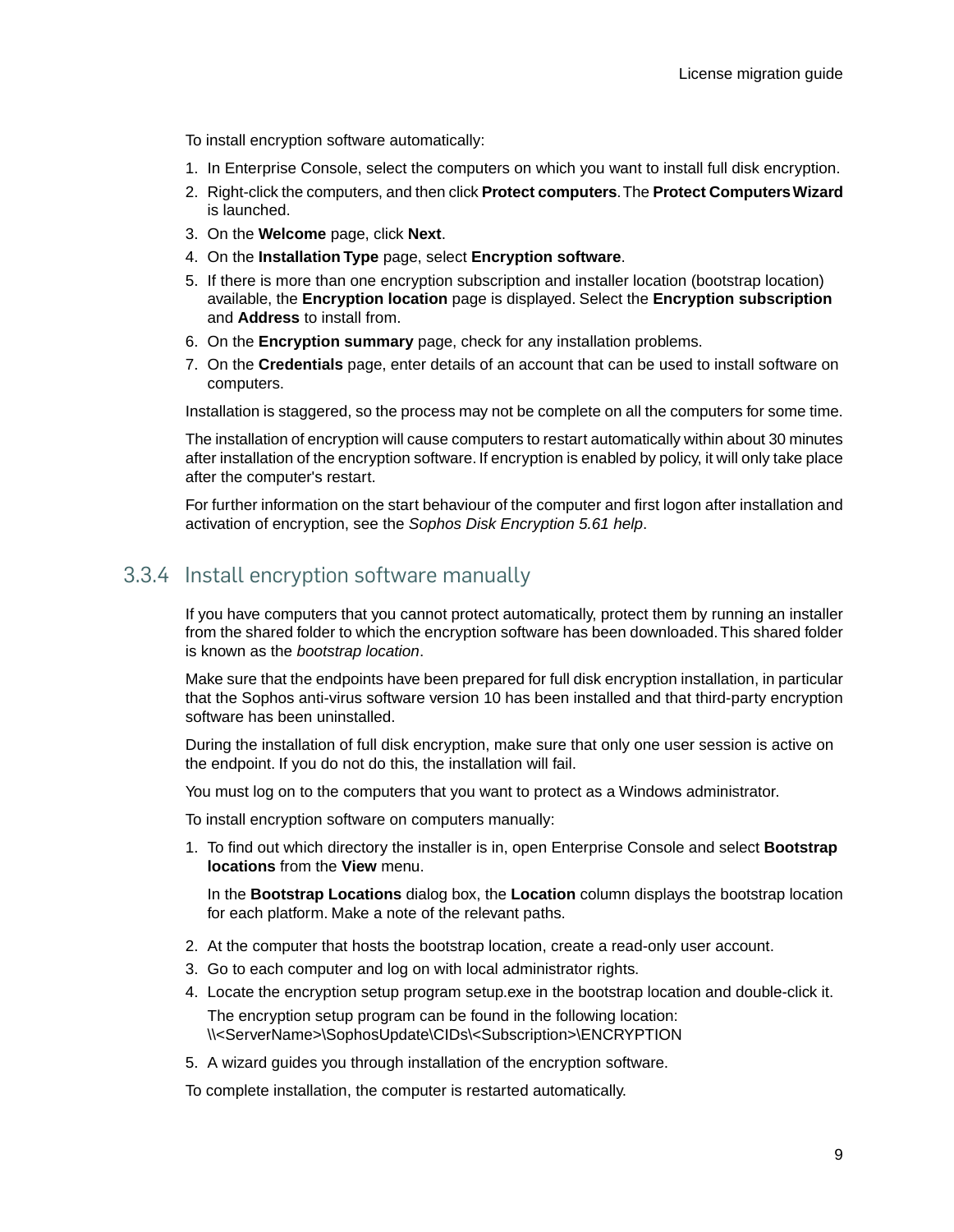To install encryption software automatically:

1. In Enterprise Console, select the computers on which you want to install full disk encryption.
2. Right-click the computers, and then click **Protect computers**. The **Protect Computers Wizard** is launched.
3. On the **Welcome** page, click **Next**.
4. On the **Installation Type** page, select **Encryption software**.
5. If there is more than one encryption subscription and installer location (bootstrap location) available, the **Encryption location** page is displayed. Select the **Encryption subscription** and **Address** to install from.
6. On the **Encryption summary** page, check for any installation problems.
7. On the **Credentials** page, enter details of an account that can be used to install software on computers.

Installation is staggered, so the process may not be complete on all the computers for some time.

The installation of encryption will cause computers to restart automatically within about 30 minutes after installation of the encryption software. If encryption is enabled by policy, it will only take place after the computer's restart.

For further information on the start behaviour of the computer and first logon after installation and activation of encryption, see the *Sophos Disk Encryption 5.61 help*.

### 3.3.4 Install encryption software manually

If you have computers that you cannot protect automatically, protect them by running an installer from the shared folder to which the encryption software has been downloaded. This shared folder is known as the *bootstrap location*.

Make sure that the endpoints have been prepared for full disk encryption installation, in particular that the Sophos anti-virus software version 10 has been installed and that third-party encryption software has been uninstalled.

During the installation of full disk encryption, make sure that only one user session is active on the endpoint. If you do not do this, the installation will fail.

You must log on to the computers that you want to protect as a Windows administrator.

To install encryption software on computers manually:

1. To find out which directory the installer is in, open Enterprise Console and select **Bootstrap locations** from the **View** menu.

   In the **Bootstrap Locations** dialog box, the **Location** column displays the bootstrap location for each platform. Make a note of the relevant paths.

2. At the computer that hosts the bootstrap location, create a read-only user account.
3. Go to each computer and log on with local administrator rights.
4. Locate the encryption setup program setup.exe in the bootstrap location and double-click it.

   The encryption setup program can be found in the following location:
   \\<ServerName>\SophosUpdate\CIDs\<Subscription>\ENCRYPTION

5. A wizard guides you through installation of the encryption software.

To complete installation, the computer is restarted automatically.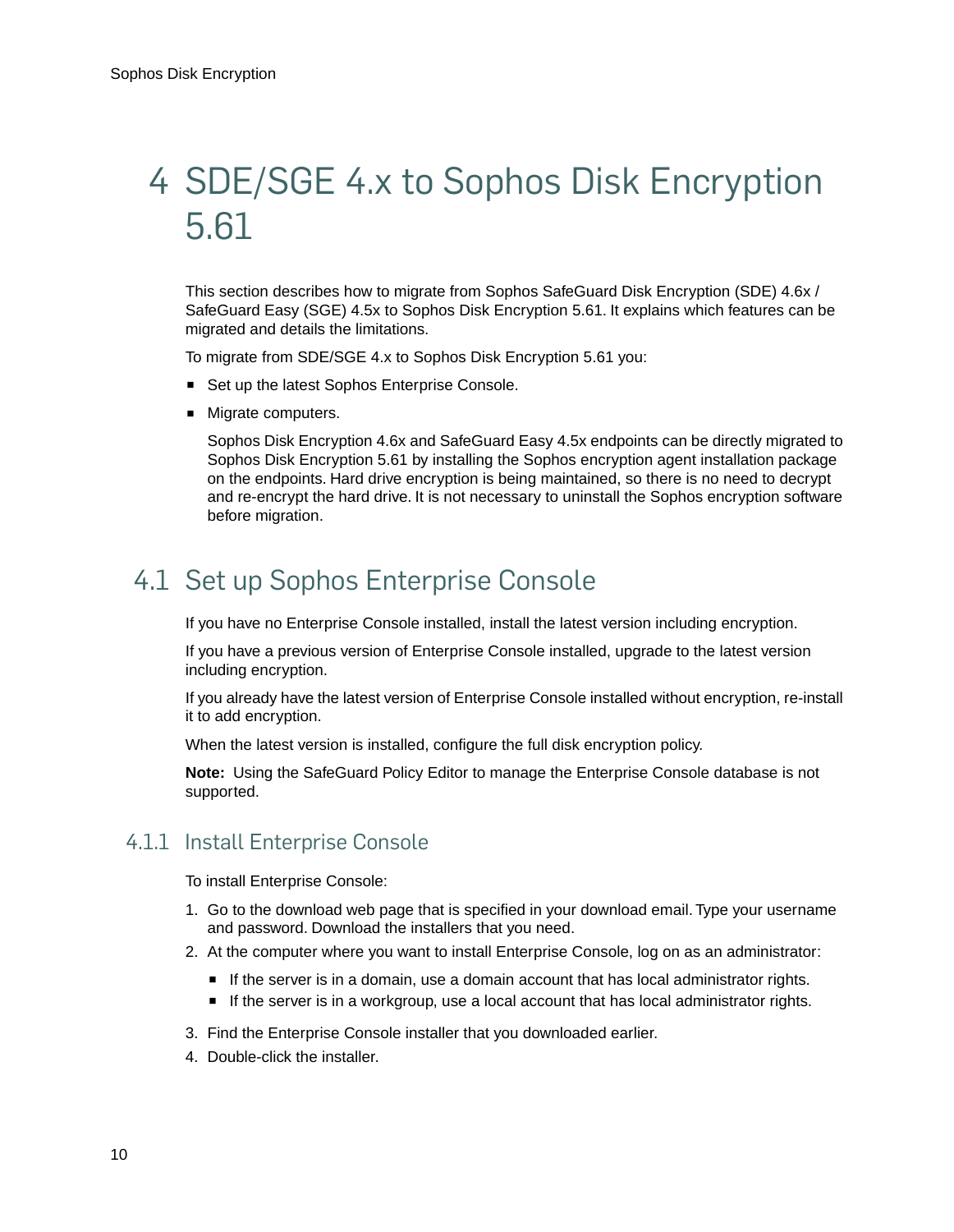# 4 SDE/SGE 4.x to Sophos Disk Encryption 5.61

This section describes how to migrate from Sophos SafeGuard Disk Encryption (SDE) 4.6x / SafeGuard Easy (SGE) 4.5x to Sophos Disk Encryption 5.61. It explains which features can be migrated and details the limitations.

To migrate from SDE/SGE 4.x to Sophos Disk Encryption 5.61 you:

- Set up the latest Sophos Enterprise Console.
- Migrate computers.

  Sophos Disk Encryption 4.6x and SafeGuard Easy 4.5x endpoints can be directly migrated to Sophos Disk Encryption 5.61 by installing the Sophos encryption agent installation package on the endpoints. Hard drive encryption is being maintained, so there is no need to decrypt and re-encrypt the hard drive. It is not necessary to uninstall the Sophos encryption software before migration.

## 4.1 Set up Sophos Enterprise Console

If you have no Enterprise Console installed, install the latest version including encryption.

If you have a previous version of Enterprise Console installed, upgrade to the latest version including encryption.

If you already have the latest version of Enterprise Console installed without encryption, re-install it to add encryption.

When the latest version is installed, configure the full disk encryption policy.

**Note:** Using the SafeGuard Policy Editor to manage the Enterprise Console database is not supported.

### 4.1.1 Install Enterprise Console

To install Enterprise Console:

1. Go to the download web page that is specified in your download email. Type your username and password. Download the installers that you need.
2. At the computer where you want to install Enterprise Console, log on as an administrator:
   - If the server is in a domain, use a domain account that has local administrator rights.
   - If the server is in a workgroup, use a local account that has local administrator rights.
3. Find the Enterprise Console installer that you downloaded earlier.
4. Double-click the installer.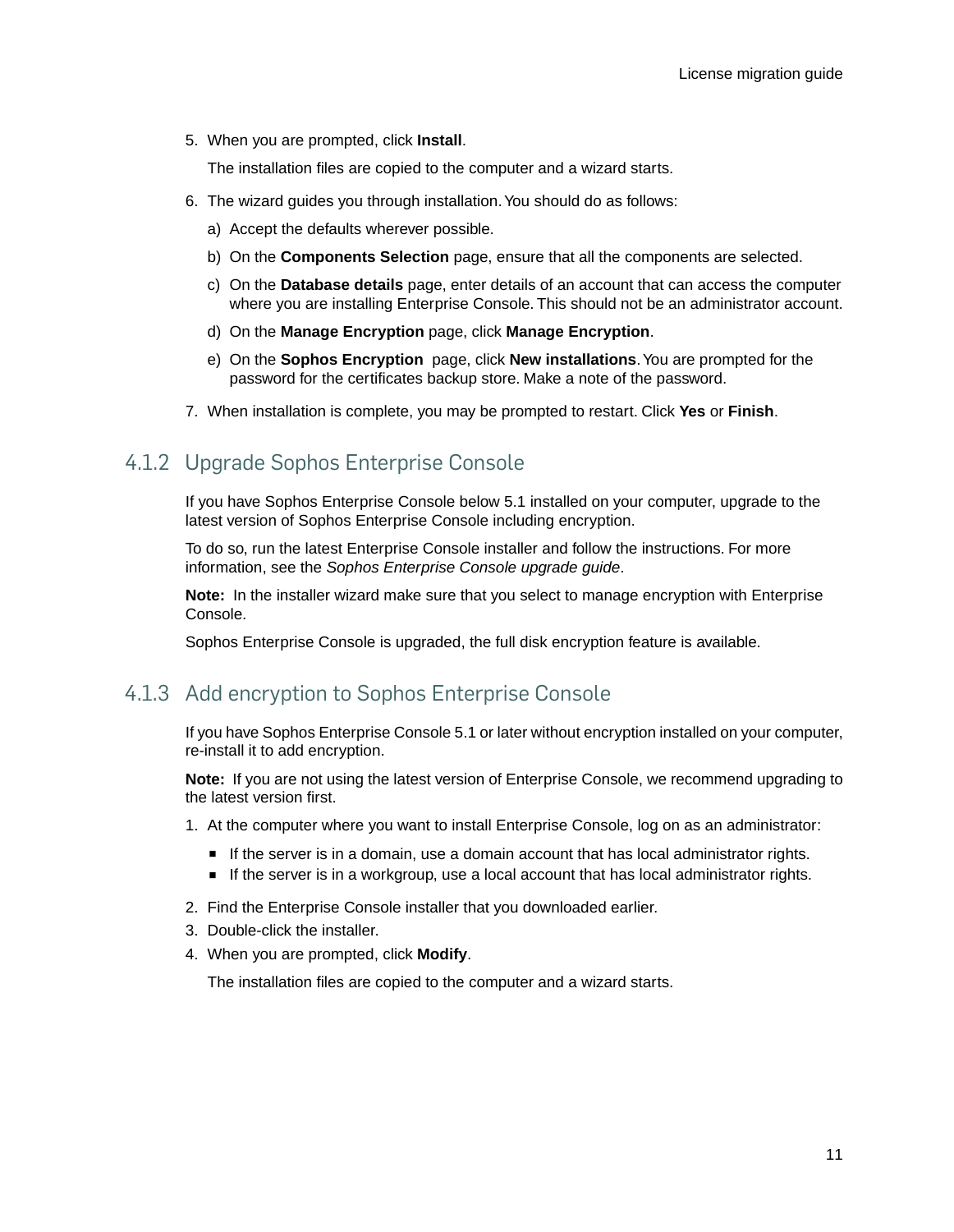5. When you are prompted, click **Install**.

   The installation files are copied to the computer and a wizard starts.

6. The wizard guides you through installation. You should do as follows:

   a) Accept the defaults wherever possible.

   b) On the **Components Selection** page, ensure that all the components are selected.

   c) On the **Database details** page, enter details of an account that can access the computer where you are installing Enterprise Console. This should not be an administrator account.

   d) On the **Manage Encryption** page, click **Manage Encryption**.

   e) On the **Sophos Encryption** page, click **New installations**. You are prompted for the password for the certificates backup store. Make a note of the password.

7. When installation is complete, you may be prompted to restart. Click **Yes** or **Finish**.

### 4.1.2 Upgrade Sophos Enterprise Console

If you have Sophos Enterprise Console below 5.1 installed on your computer, upgrade to the latest version of Sophos Enterprise Console including encryption.

To do so, run the latest Enterprise Console installer and follow the instructions. For more information, see the *Sophos Enterprise Console upgrade guide*.

**Note:** In the installer wizard make sure that you select to manage encryption with Enterprise Console.

Sophos Enterprise Console is upgraded, the full disk encryption feature is available.

### 4.1.3 Add encryption to Sophos Enterprise Console

If you have Sophos Enterprise Console 5.1 or later without encryption installed on your computer, re-install it to add encryption.

**Note:** If you are not using the latest version of Enterprise Console, we recommend upgrading to the latest version first.

1. At the computer where you want to install Enterprise Console, log on as an administrator:
   - If the server is in a domain, use a domain account that has local administrator rights.
   - If the server is in a workgroup, use a local account that has local administrator rights.
2. Find the Enterprise Console installer that you downloaded earlier.
3. Double-click the installer.
4. When you are prompted, click **Modify**.

   The installation files are copied to the computer and a wizard starts.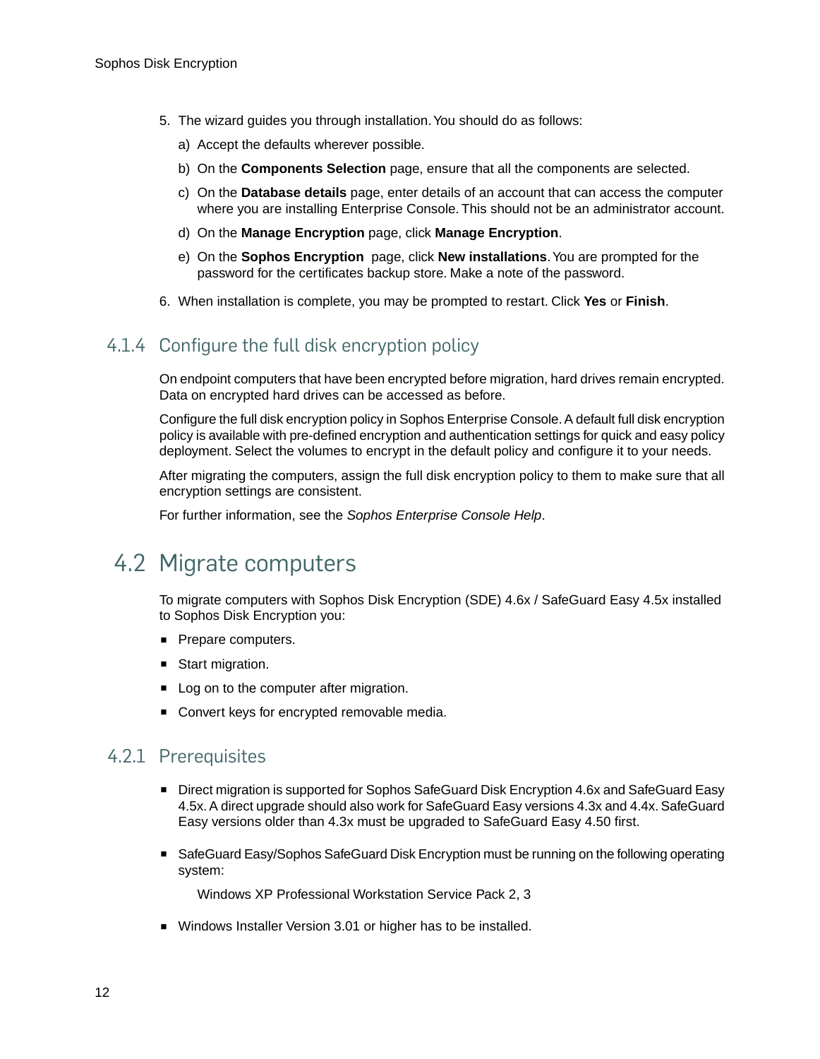5. The wizard guides you through installation. You should do as follows:
   a) Accept the defaults wherever possible.
   b) On the **Components Selection** page, ensure that all the components are selected.
   c) On the **Database details** page, enter details of an account that can access the computer where you are installing Enterprise Console. This should not be an administrator account.
   d) On the **Manage Encryption** page, click **Manage Encryption**.
   e) On the **Sophos Encryption** page, click **New installations**. You are prompted for the password for the certificates backup store. Make a note of the password.
6. When installation is complete, you may be prompted to restart. Click **Yes** or **Finish**.

### 4.1.4 Configure the full disk encryption policy

On endpoint computers that have been encrypted before migration, hard drives remain encrypted. Data on encrypted hard drives can be accessed as before.

Configure the full disk encryption policy in Sophos Enterprise Console. A default full disk encryption policy is available with pre-defined encryption and authentication settings for quick and easy policy deployment. Select the volumes to encrypt in the default policy and configure it to your needs.

After migrating the computers, assign the full disk encryption policy to them to make sure that all encryption settings are consistent.

For further information, see the *Sophos Enterprise Console Help*.

## 4.2 Migrate computers

To migrate computers with Sophos Disk Encryption (SDE) 4.6x / SafeGuard Easy 4.5x installed to Sophos Disk Encryption you:

- Prepare computers.
- Start migration.
- Log on to the computer after migration.
- Convert keys for encrypted removable media.

### 4.2.1 Prerequisites

- Direct migration is supported for Sophos SafeGuard Disk Encryption 4.6x and SafeGuard Easy 4.5x. A direct upgrade should also work for SafeGuard Easy versions 4.3x and 4.4x. SafeGuard Easy versions older than 4.3x must be upgraded to SafeGuard Easy 4.50 first.
- SafeGuard Easy/Sophos SafeGuard Disk Encryption must be running on the following operating system:

  Windows XP Professional Workstation Service Pack 2, 3
- Windows Installer Version 3.01 or higher has to be installed.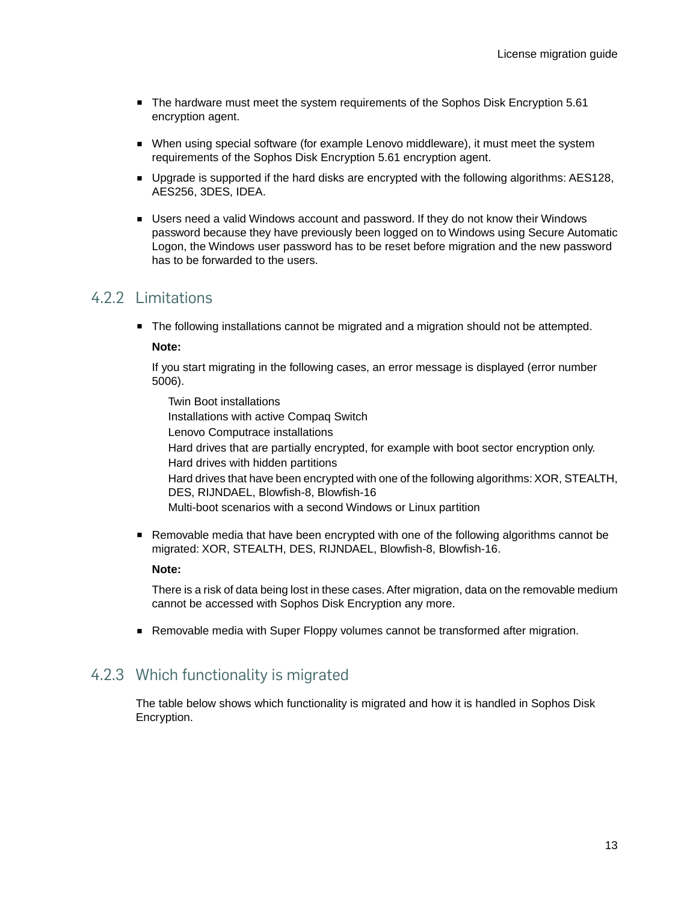- The hardware must meet the system requirements of the Sophos Disk Encryption 5.61 encryption agent.
- When using special software (for example Lenovo middleware), it must meet the system requirements of the Sophos Disk Encryption 5.61 encryption agent.
- Upgrade is supported if the hard disks are encrypted with the following algorithms: AES128, AES256, 3DES, IDEA.
- Users need a valid Windows account and password. If they do not know their Windows password because they have previously been logged on to Windows using Secure Automatic Logon, the Windows user password has to be reset before migration and the new password has to be forwarded to the users.

### 4.2.2 Limitations

- The following installations cannot be migrated and a migration should not be attempted.

  **Note:**

  If you start migrating in the following cases, an error message is displayed (error number 5006).

  Twin Boot installations
  Installations with active Compaq Switch
  Lenovo Computrace installations
  Hard drives that are partially encrypted, for example with boot sector encryption only.
  Hard drives with hidden partitions
  Hard drives that have been encrypted with one of the following algorithms: XOR, STEALTH, DES, RIJNDAEL, Blowfish-8, Blowfish-16
  Multi-boot scenarios with a second Windows or Linux partition

- Removable media that have been encrypted with one of the following algorithms cannot be migrated: XOR, STEALTH, DES, RIJNDAEL, Blowfish-8, Blowfish-16.

  **Note:**

  There is a risk of data being lost in these cases. After migration, data on the removable medium cannot be accessed with Sophos Disk Encryption any more.

- Removable media with Super Floppy volumes cannot be transformed after migration.

### 4.2.3 Which functionality is migrated

The table below shows which functionality is migrated and how it is handled in Sophos Disk Encryption.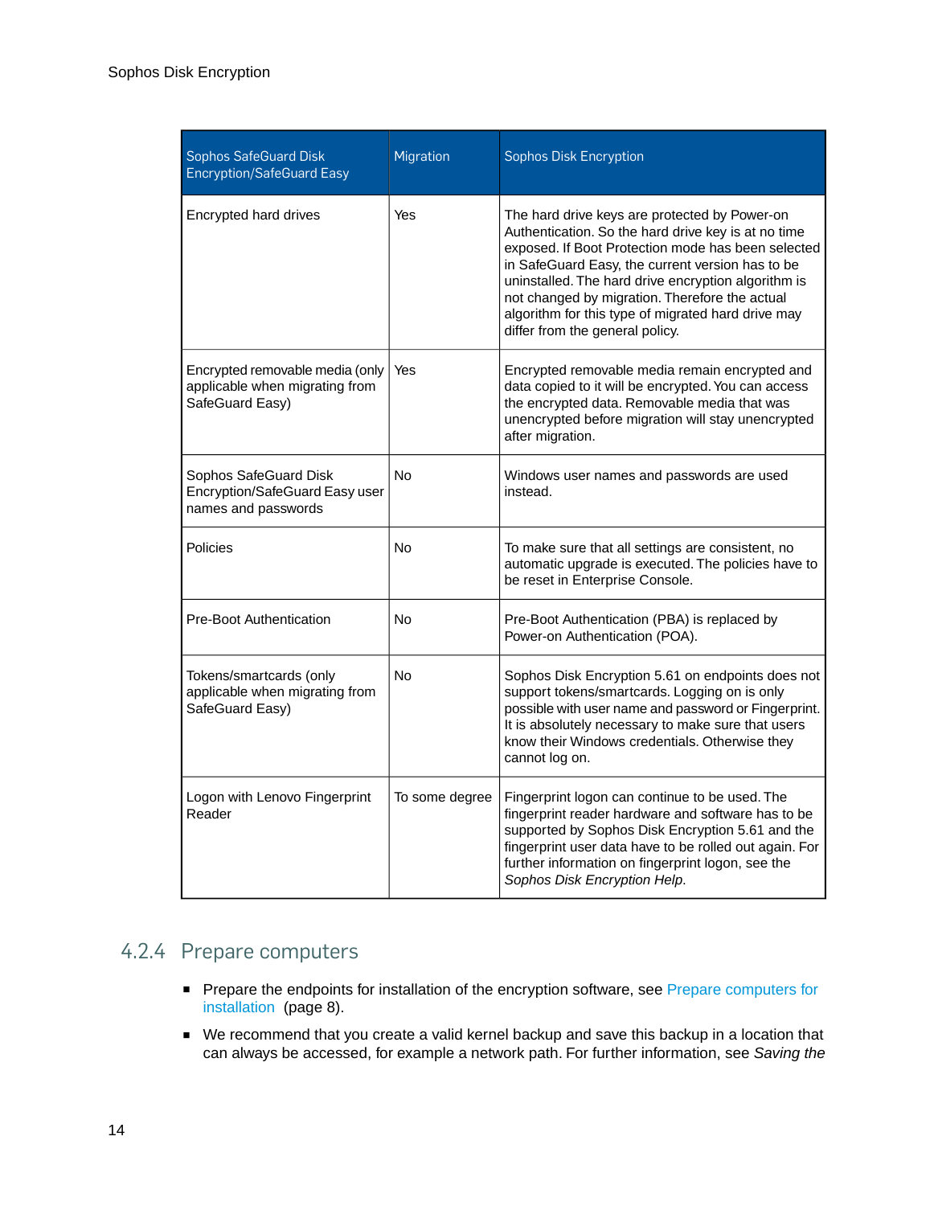| Sophos SafeGuard Disk Encryption/SafeGuard Easy | Migration | Sophos Disk Encryption |
|---|---|---|
| Encrypted hard drives | Yes | The hard drive keys are protected by Power-on Authentication. So the hard drive key is at no time exposed. If Boot Protection mode has been selected in SafeGuard Easy, the current version has to be uninstalled. The hard drive encryption algorithm is not changed by migration. Therefore the actual algorithm for this type of migrated hard drive may differ from the general policy. |
| Encrypted removable media (only applicable when migrating from SafeGuard Easy) | Yes | Encrypted removable media remain encrypted and data copied to it will be encrypted. You can access the encrypted data. Removable media that was unencrypted before migration will stay unencrypted after migration. |
| Sophos SafeGuard Disk Encryption/SafeGuard Easy user names and passwords | No | Windows user names and passwords are used instead. |
| Policies | No | To make sure that all settings are consistent, no automatic upgrade is executed. The policies have to be reset in Enterprise Console. |
| Pre-Boot Authentication | No | Pre-Boot Authentication (PBA) is replaced by Power-on Authentication (POA). |
| Tokens/smartcards (only applicable when migrating from SafeGuard Easy) | No | Sophos Disk Encryption 5.61 on endpoints does not support tokens/smartcards. Logging on is only possible with user name and password or Fingerprint. It is absolutely necessary to make sure that users know their Windows credentials. Otherwise they cannot log on. |
| Logon with Lenovo Fingerprint Reader | To some degree | Fingerprint logon can continue to be used. The fingerprint reader hardware and software has to be supported by Sophos Disk Encryption 5.61 and the fingerprint user data have to be rolled out again. For further information on fingerprint logon, see the *Sophos Disk Encryption Help*. |

### 4.2.4 Prepare computers

- Prepare the endpoints for installation of the encryption software, see Prepare computers for installation (page 8).
- We recommend that you create a valid kernel backup and save this backup in a location that can always be accessed, for example a network path. For further information, see *Saving the*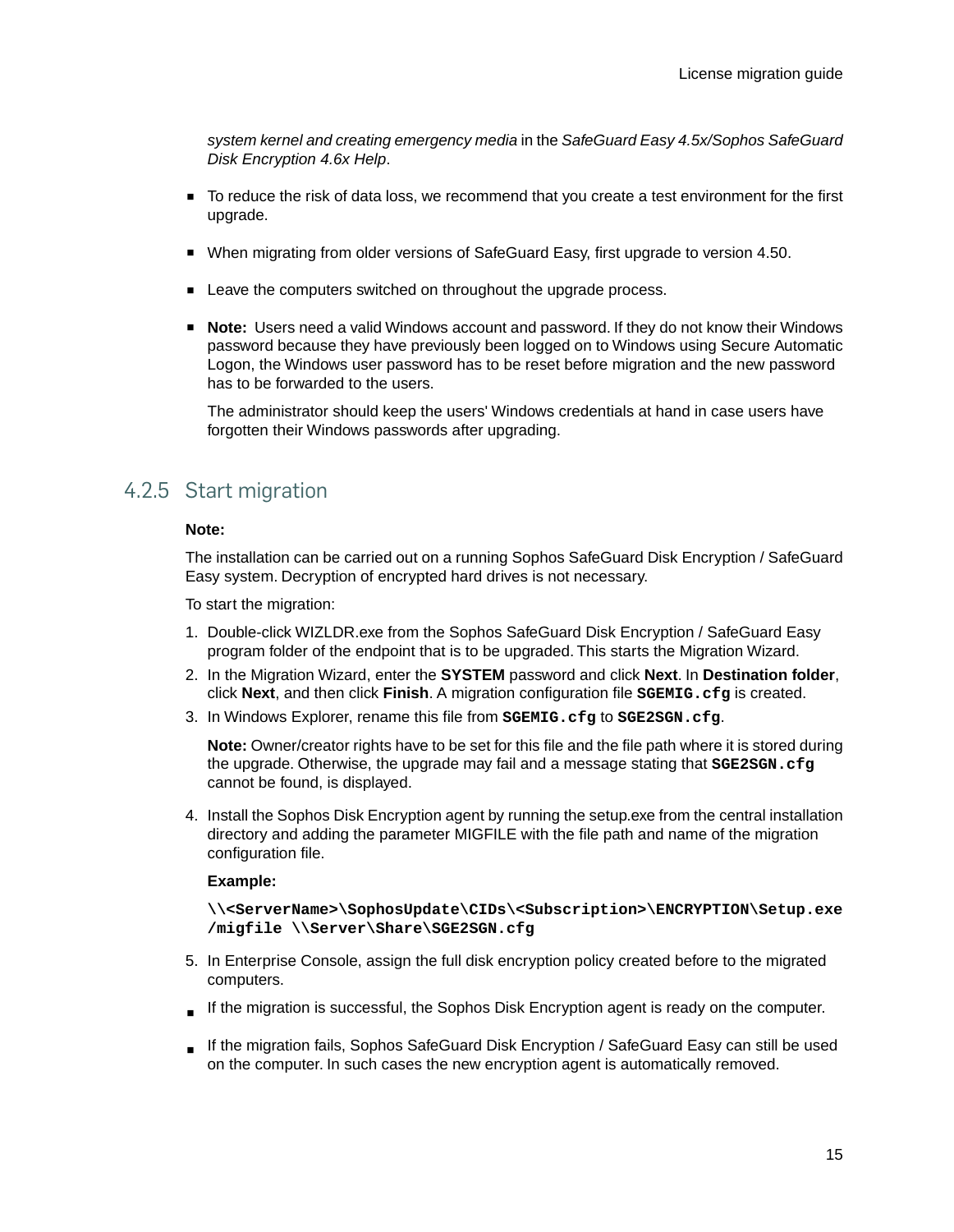*system kernel and creating emergency media* in the *SafeGuard Easy 4.5x/Sophos SafeGuard Disk Encryption 4.6x Help*.

- To reduce the risk of data loss, we recommend that you create a test environment for the first upgrade.
- When migrating from older versions of SafeGuard Easy, first upgrade to version 4.50.
- Leave the computers switched on throughout the upgrade process.
- **Note:** Users need a valid Windows account and password. If they do not know their Windows password because they have previously been logged on to Windows using Secure Automatic Logon, the Windows user password has to be reset before migration and the new password has to be forwarded to the users.

  The administrator should keep the users' Windows credentials at hand in case users have forgotten their Windows passwords after upgrading.

### 4.2.5 Start migration

**Note:**

The installation can be carried out on a running Sophos SafeGuard Disk Encryption / SafeGuard Easy system. Decryption of encrypted hard drives is not necessary.

To start the migration:

1. Double-click WIZLDR.exe from the Sophos SafeGuard Disk Encryption / SafeGuard Easy program folder of the endpoint that is to be upgraded. This starts the Migration Wizard.
2. In the Migration Wizard, enter the **SYSTEM** password and click **Next**. In **Destination folder**, click **Next**, and then click **Finish**. A migration configuration file **`SGEMIG.cfg`** is created.
3. In Windows Explorer, rename this file from **`SGEMIG.cfg`** to **`SGE2SGN.cfg`**.

   **Note:** Owner/creator rights have to be set for this file and the file path where it is stored during the upgrade. Otherwise, the upgrade may fail and a message stating that **`SGE2SGN.cfg`** cannot be found, is displayed.

4. Install the Sophos Disk Encryption agent by running the setup.exe from the central installation directory and adding the parameter MIGFILE with the file path and name of the migration configuration file.

   **Example:**

   ```
   \\<ServerName>\SophosUpdate\CIDs\<Subscription>\ENCRYPTION\Setup.exe
   /migfile \\Server\Share\SGE2SGN.cfg
   ```

5. In Enterprise Console, assign the full disk encryption policy created before to the migrated computers.

- If the migration is successful, the Sophos Disk Encryption agent is ready on the computer.
- If the migration fails, Sophos SafeGuard Disk Encryption / SafeGuard Easy can still be used on the computer. In such cases the new encryption agent is automatically removed.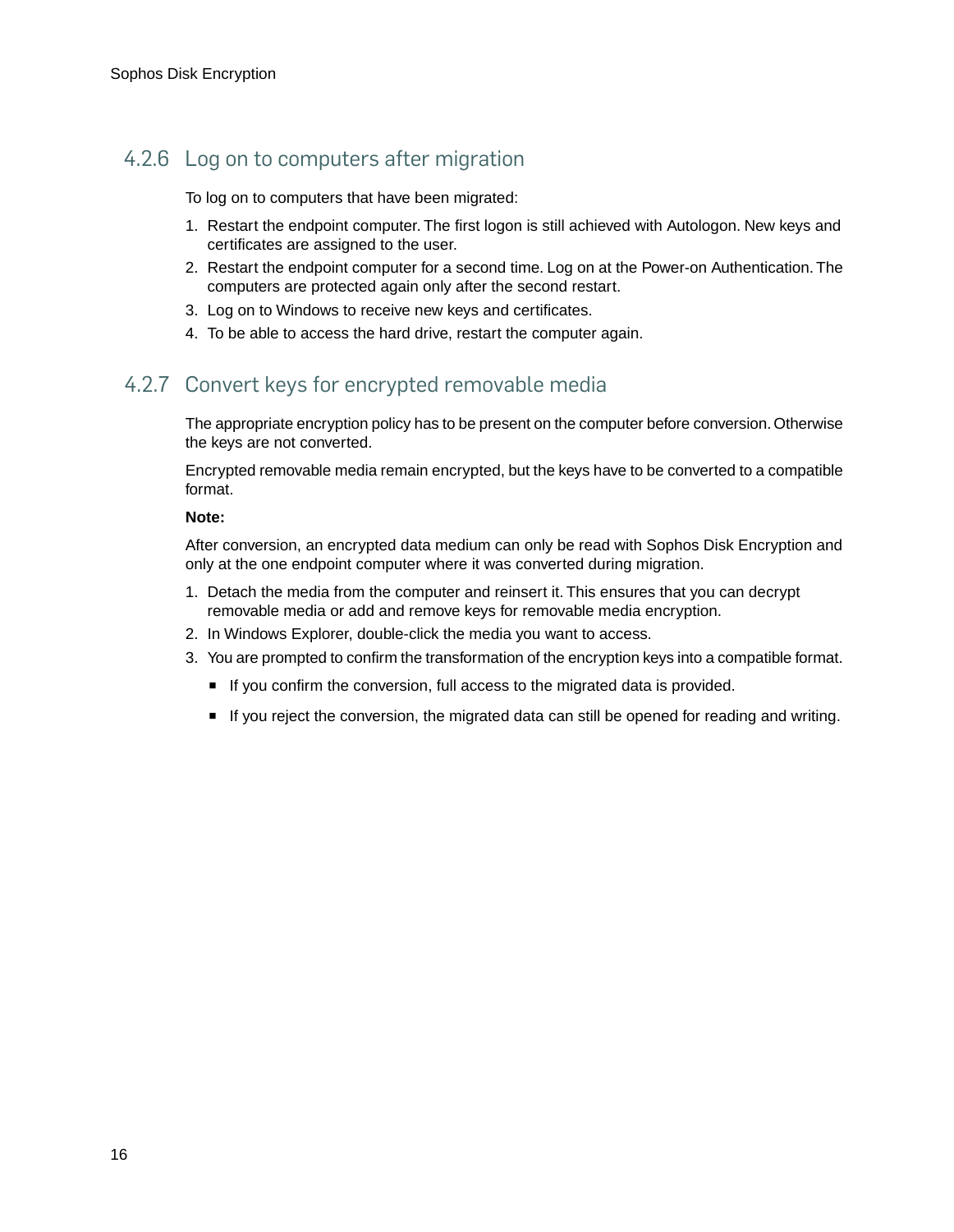### 4.2.6 Log on to computers after migration

To log on to computers that have been migrated:

1. Restart the endpoint computer. The first logon is still achieved with Autologon. New keys and certificates are assigned to the user.
2. Restart the endpoint computer for a second time. Log on at the Power-on Authentication. The computers are protected again only after the second restart.
3. Log on to Windows to receive new keys and certificates.
4. To be able to access the hard drive, restart the computer again.

### 4.2.7 Convert keys for encrypted removable media

The appropriate encryption policy has to be present on the computer before conversion. Otherwise the keys are not converted.

Encrypted removable media remain encrypted, but the keys have to be converted to a compatible format.

**Note:**

After conversion, an encrypted data medium can only be read with Sophos Disk Encryption and only at the one endpoint computer where it was converted during migration.

1. Detach the media from the computer and reinsert it. This ensures that you can decrypt removable media or add and remove keys for removable media encryption.
2. In Windows Explorer, double-click the media you want to access.
3. You are prompted to confirm the transformation of the encryption keys into a compatible format.
   - If you confirm the conversion, full access to the migrated data is provided.
   - If you reject the conversion, the migrated data can still be opened for reading and writing.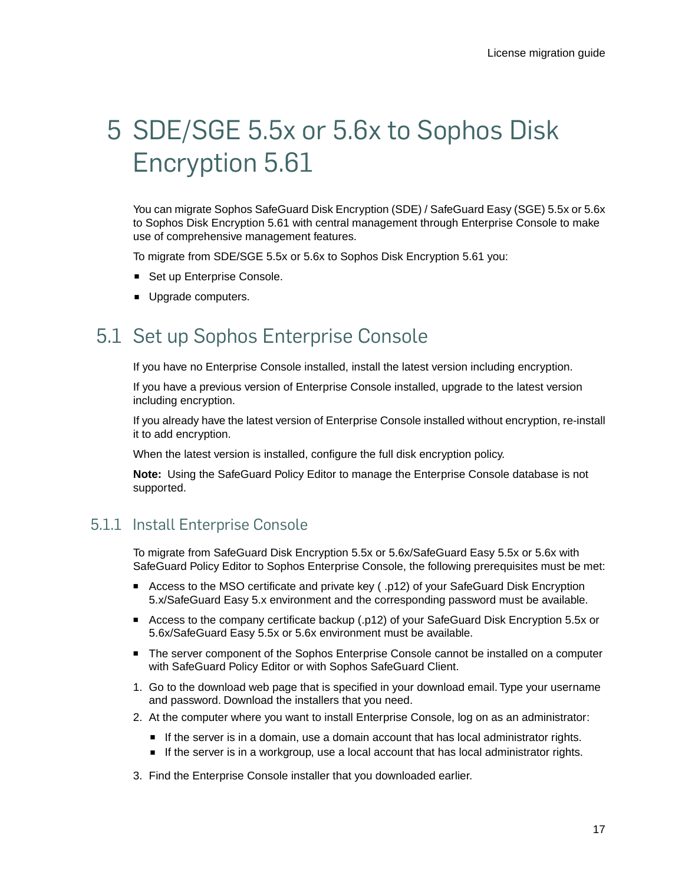# 5 SDE/SGE 5.5x or 5.6x to Sophos Disk Encryption 5.61

You can migrate Sophos SafeGuard Disk Encryption (SDE) / SafeGuard Easy (SGE) 5.5x or 5.6x to Sophos Disk Encryption 5.61 with central management through Enterprise Console to make use of comprehensive management features.

To migrate from SDE/SGE 5.5x or 5.6x to Sophos Disk Encryption 5.61 you:

- Set up Enterprise Console.
- Upgrade computers.

## 5.1 Set up Sophos Enterprise Console

If you have no Enterprise Console installed, install the latest version including encryption.

If you have a previous version of Enterprise Console installed, upgrade to the latest version including encryption.

If you already have the latest version of Enterprise Console installed without encryption, re-install it to add encryption.

When the latest version is installed, configure the full disk encryption policy.

**Note:** Using the SafeGuard Policy Editor to manage the Enterprise Console database is not supported.

### 5.1.1 Install Enterprise Console

To migrate from SafeGuard Disk Encryption 5.5x or 5.6x/SafeGuard Easy 5.5x or 5.6x with SafeGuard Policy Editor to Sophos Enterprise Console, the following prerequisites must be met:

- Access to the MSO certificate and private key ( .p12) of your SafeGuard Disk Encryption 5.x/SafeGuard Easy 5.x environment and the corresponding password must be available.
- Access to the company certificate backup (.p12) of your SafeGuard Disk Encryption 5.5x or 5.6x/SafeGuard Easy 5.5x or 5.6x environment must be available.
- The server component of the Sophos Enterprise Console cannot be installed on a computer with SafeGuard Policy Editor or with Sophos SafeGuard Client.

1. Go to the download web page that is specified in your download email. Type your username and password. Download the installers that you need.
2. At the computer where you want to install Enterprise Console, log on as an administrator:
   - If the server is in a domain, use a domain account that has local administrator rights.
   - If the server is in a workgroup, use a local account that has local administrator rights.
3. Find the Enterprise Console installer that you downloaded earlier.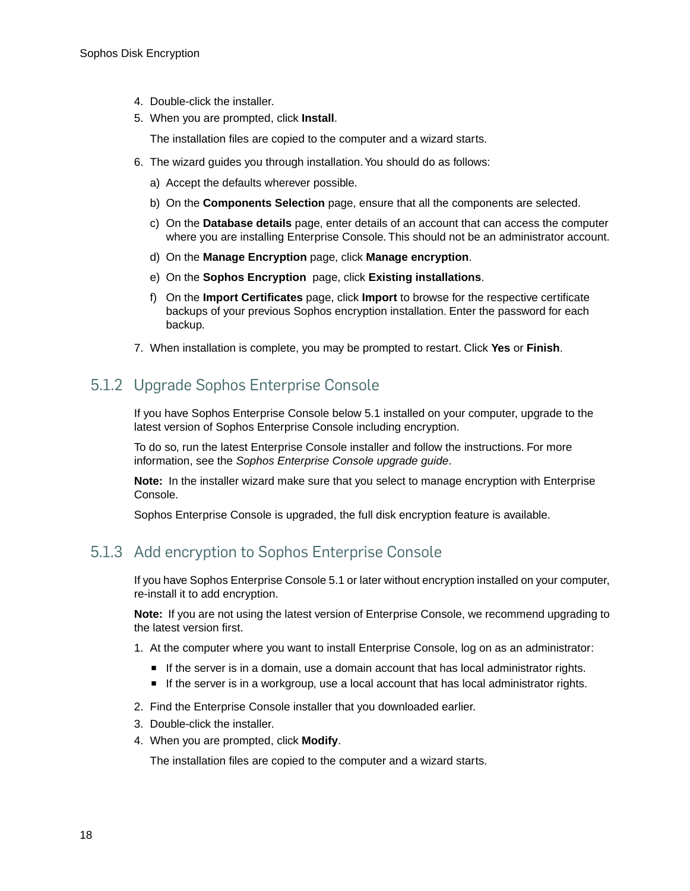4. Double-click the installer.
5. When you are prompted, click **Install**.

   The installation files are copied to the computer and a wizard starts.

6. The wizard guides you through installation. You should do as follows:

   a) Accept the defaults wherever possible.

   b) On the **Components Selection** page, ensure that all the components are selected.

   c) On the **Database details** page, enter details of an account that can access the computer where you are installing Enterprise Console. This should not be an administrator account.

   d) On the **Manage Encryption** page, click **Manage encryption**.

   e) On the **Sophos Encryption** page, click **Existing installations**.

   f) On the **Import Certificates** page, click **Import** to browse for the respective certificate backups of your previous Sophos encryption installation. Enter the password for each backup.

7. When installation is complete, you may be prompted to restart. Click **Yes** or **Finish**.

### 5.1.2 Upgrade Sophos Enterprise Console

If you have Sophos Enterprise Console below 5.1 installed on your computer, upgrade to the latest version of Sophos Enterprise Console including encryption.

To do so, run the latest Enterprise Console installer and follow the instructions. For more information, see the *Sophos Enterprise Console upgrade guide*.

**Note:** In the installer wizard make sure that you select to manage encryption with Enterprise Console.

Sophos Enterprise Console is upgraded, the full disk encryption feature is available.

### 5.1.3 Add encryption to Sophos Enterprise Console

If you have Sophos Enterprise Console 5.1 or later without encryption installed on your computer, re-install it to add encryption.

**Note:** If you are not using the latest version of Enterprise Console, we recommend upgrading to the latest version first.

1. At the computer where you want to install Enterprise Console, log on as an administrator:
   - If the server is in a domain, use a domain account that has local administrator rights.
   - If the server is in a workgroup, use a local account that has local administrator rights.
2. Find the Enterprise Console installer that you downloaded earlier.
3. Double-click the installer.
4. When you are prompted, click **Modify**.

   The installation files are copied to the computer and a wizard starts.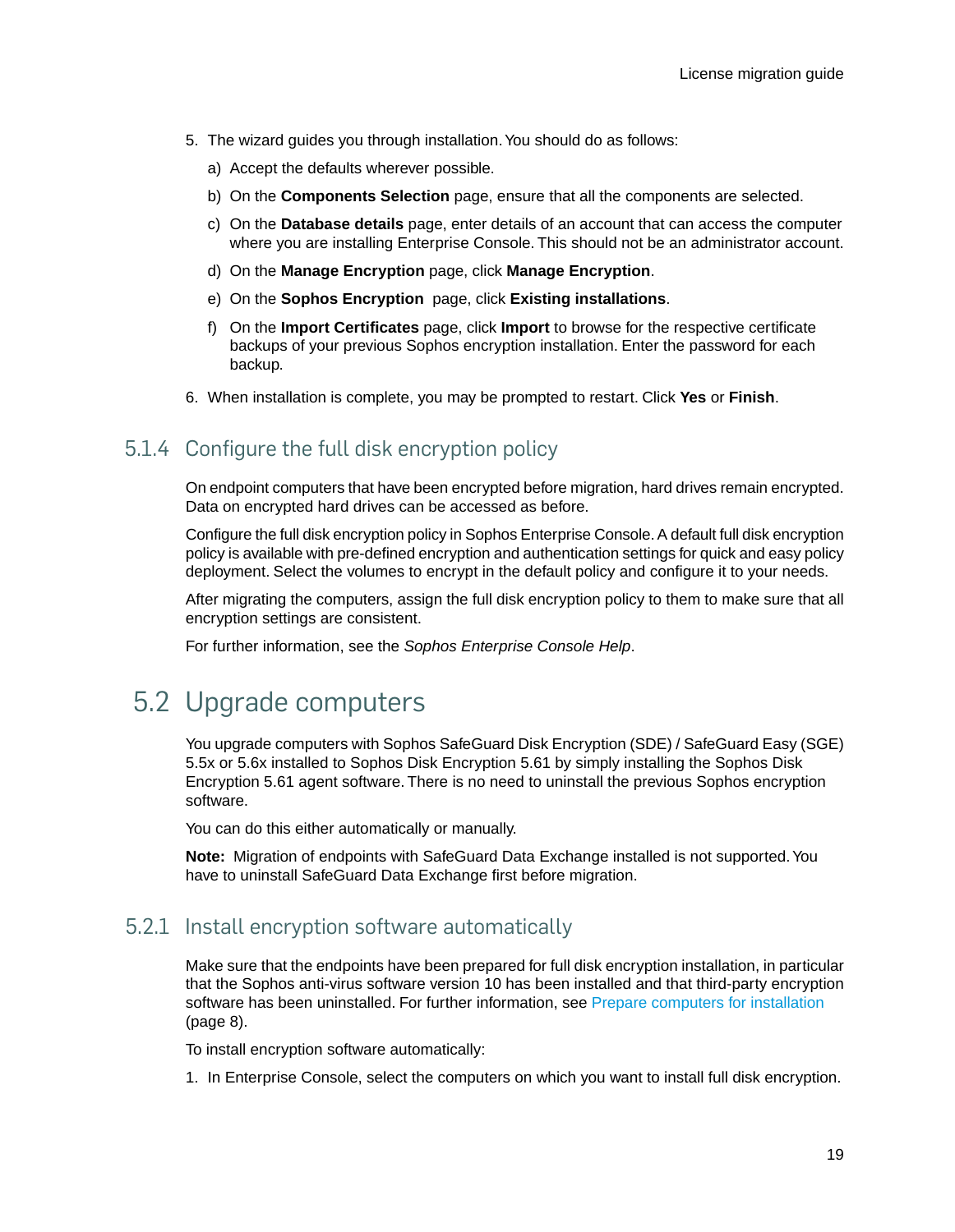5. The wizard guides you through installation. You should do as follows:
   a) Accept the defaults wherever possible.
   b) On the **Components Selection** page, ensure that all the components are selected.
   c) On the **Database details** page, enter details of an account that can access the computer where you are installing Enterprise Console. This should not be an administrator account.
   d) On the **Manage Encryption** page, click **Manage Encryption**.
   e) On the **Sophos Encryption** page, click **Existing installations**.
   f) On the **Import Certificates** page, click **Import** to browse for the respective certificate backups of your previous Sophos encryption installation. Enter the password for each backup.
6. When installation is complete, you may be prompted to restart. Click **Yes** or **Finish**.

### 5.1.4 Configure the full disk encryption policy

On endpoint computers that have been encrypted before migration, hard drives remain encrypted. Data on encrypted hard drives can be accessed as before.

Configure the full disk encryption policy in Sophos Enterprise Console. A default full disk encryption policy is available with pre-defined encryption and authentication settings for quick and easy policy deployment. Select the volumes to encrypt in the default policy and configure it to your needs.

After migrating the computers, assign the full disk encryption policy to them to make sure that all encryption settings are consistent.

For further information, see the *Sophos Enterprise Console Help*.

## 5.2 Upgrade computers

You upgrade computers with Sophos SafeGuard Disk Encryption (SDE) / SafeGuard Easy (SGE) 5.5x or 5.6x installed to Sophos Disk Encryption 5.61 by simply installing the Sophos Disk Encryption 5.61 agent software. There is no need to uninstall the previous Sophos encryption software.

You can do this either automatically or manually.

**Note:** Migration of endpoints with SafeGuard Data Exchange installed is not supported. You have to uninstall SafeGuard Data Exchange first before migration.

### 5.2.1 Install encryption software automatically

Make sure that the endpoints have been prepared for full disk encryption installation, in particular that the Sophos anti-virus software version 10 has been installed and that third-party encryption software has been uninstalled. For further information, see Prepare computers for installation (page 8).

To install encryption software automatically:

1. In Enterprise Console, select the computers on which you want to install full disk encryption.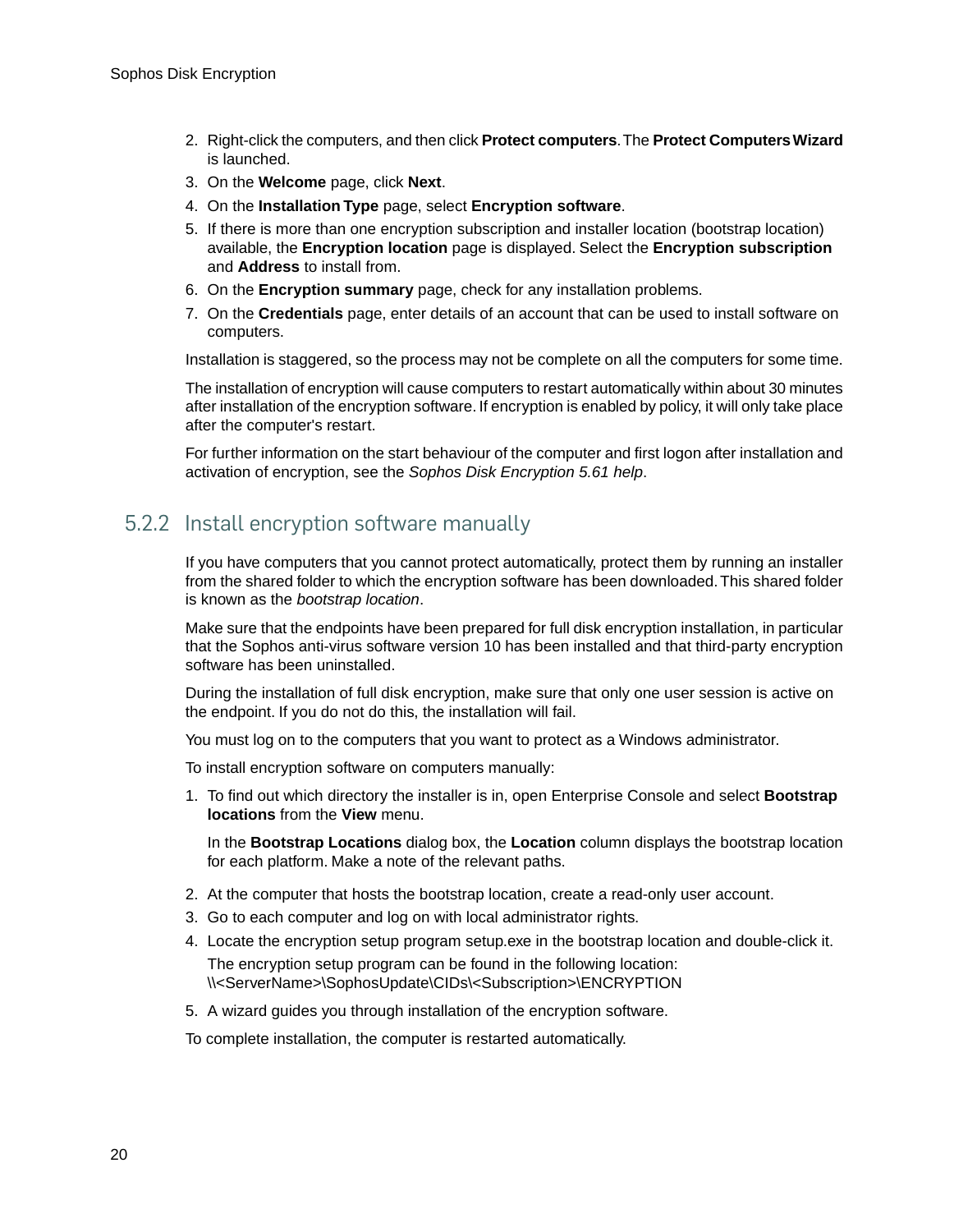2. Right-click the computers, and then click **Protect computers**. The **Protect Computers Wizard** is launched.
3. On the **Welcome** page, click **Next**.
4. On the **Installation Type** page, select **Encryption software**.
5. If there is more than one encryption subscription and installer location (bootstrap location) available, the **Encryption location** page is displayed. Select the **Encryption subscription** and **Address** to install from.
6. On the **Encryption summary** page, check for any installation problems.
7. On the **Credentials** page, enter details of an account that can be used to install software on computers.

Installation is staggered, so the process may not be complete on all the computers for some time.

The installation of encryption will cause computers to restart automatically within about 30 minutes after installation of the encryption software. If encryption is enabled by policy, it will only take place after the computer's restart.

For further information on the start behaviour of the computer and first logon after installation and activation of encryption, see the *Sophos Disk Encryption 5.61 help*.

### 5.2.2 Install encryption software manually

If you have computers that you cannot protect automatically, protect them by running an installer from the shared folder to which the encryption software has been downloaded. This shared folder is known as the *bootstrap location*.

Make sure that the endpoints have been prepared for full disk encryption installation, in particular that the Sophos anti-virus software version 10 has been installed and that third-party encryption software has been uninstalled.

During the installation of full disk encryption, make sure that only one user session is active on the endpoint. If you do not do this, the installation will fail.

You must log on to the computers that you want to protect as a Windows administrator.

To install encryption software on computers manually:

1. To find out which directory the installer is in, open Enterprise Console and select **Bootstrap locations** from the **View** menu.

   In the **Bootstrap Locations** dialog box, the **Location** column displays the bootstrap location for each platform. Make a note of the relevant paths.
2. At the computer that hosts the bootstrap location, create a read-only user account.
3. Go to each computer and log on with local administrator rights.
4. Locate the encryption setup program setup.exe in the bootstrap location and double-click it.

   The encryption setup program can be found in the following location: \\<ServerName>\SophosUpdate\CIDs\<Subscription>\ENCRYPTION
5. A wizard guides you through installation of the encryption software.

To complete installation, the computer is restarted automatically.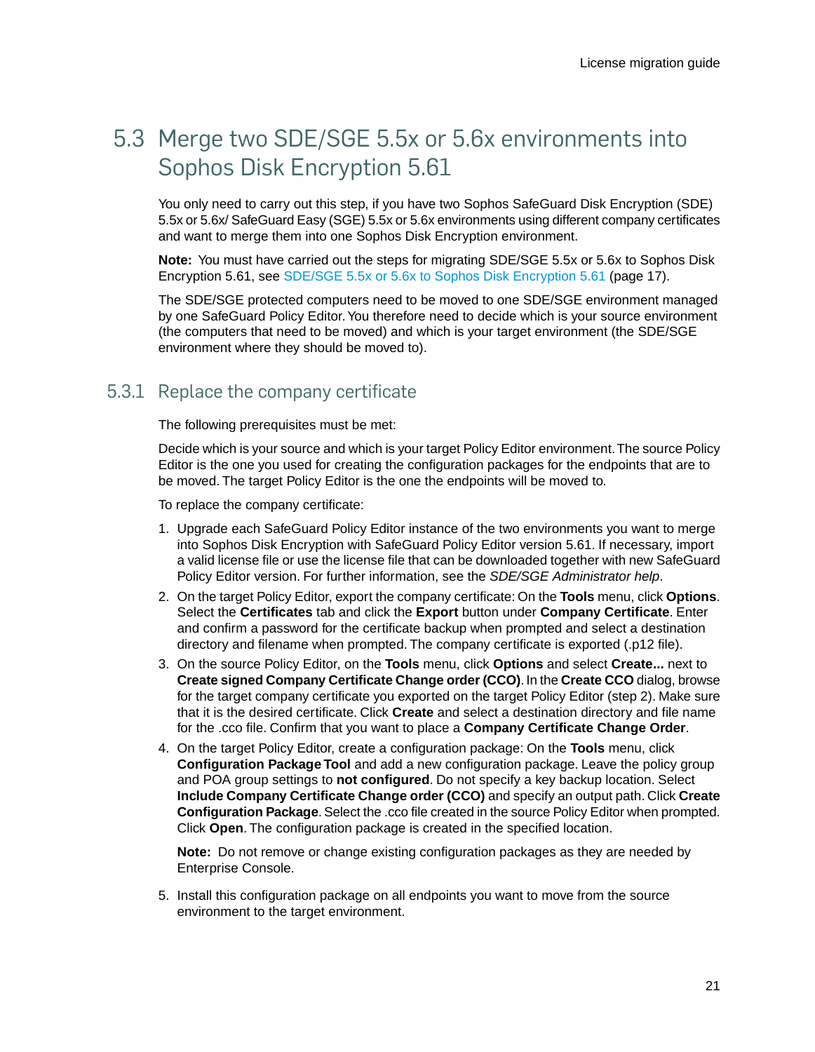## 5.3 Merge two SDE/SGE 5.5x or 5.6x environments into Sophos Disk Encryption 5.61

You only need to carry out this step, if you have two Sophos SafeGuard Disk Encryption (SDE) 5.5x or 5.6x/ SafeGuard Easy (SGE) 5.5x or 5.6x environments using different company certificates and want to merge them into one Sophos Disk Encryption environment.

**Note:** You must have carried out the steps for migrating SDE/SGE 5.5x or 5.6x to Sophos Disk Encryption 5.61, see SDE/SGE 5.5x or 5.6x to Sophos Disk Encryption 5.61 (page 17).

The SDE/SGE protected computers need to be moved to one SDE/SGE environment managed by one SafeGuard Policy Editor. You therefore need to decide which is your source environment (the computers that need to be moved) and which is your target environment (the SDE/SGE environment where they should be moved to).

### 5.3.1 Replace the company certificate

The following prerequisites must be met:

Decide which is your source and which is your target Policy Editor environment. The source Policy Editor is the one you used for creating the configuration packages for the endpoints that are to be moved. The target Policy Editor is the one the endpoints will be moved to.

To replace the company certificate:

1. Upgrade each SafeGuard Policy Editor instance of the two environments you want to merge into Sophos Disk Encryption with SafeGuard Policy Editor version 5.61. If necessary, import a valid license file or use the license file that can be downloaded together with new SafeGuard Policy Editor version. For further information, see the *SDE/SGE Administrator help*.
2. On the target Policy Editor, export the company certificate: On the **Tools** menu, click **Options**. Select the **Certificates** tab and click the **Export** button under **Company Certificate**. Enter and confirm a password for the certificate backup when prompted and select a destination directory and filename when prompted. The company certificate is exported (.p12 file).
3. On the source Policy Editor, on the **Tools** menu, click **Options** and select **Create...** next to **Create signed Company Certificate Change order (CCO)**. In the **Create CCO** dialog, browse for the target company certificate you exported on the target Policy Editor (step 2). Make sure that it is the desired certificate. Click **Create** and select a destination directory and file name for the .cco file. Confirm that you want to place a **Company Certificate Change Order**.
4. On the target Policy Editor, create a configuration package: On the **Tools** menu, click **Configuration Package Tool** and add a new configuration package. Leave the policy group and POA group settings to **not configured**. Do not specify a key backup location. Select **Include Company Certificate Change order (CCO)** and specify an output path. Click **Create Configuration Package**. Select the .cco file created in the source Policy Editor when prompted. Click **Open**. The configuration package is created in the specified location.

   **Note:** Do not remove or change existing configuration packages as they are needed by Enterprise Console.

5. Install this configuration package on all endpoints you want to move from the source environment to the target environment.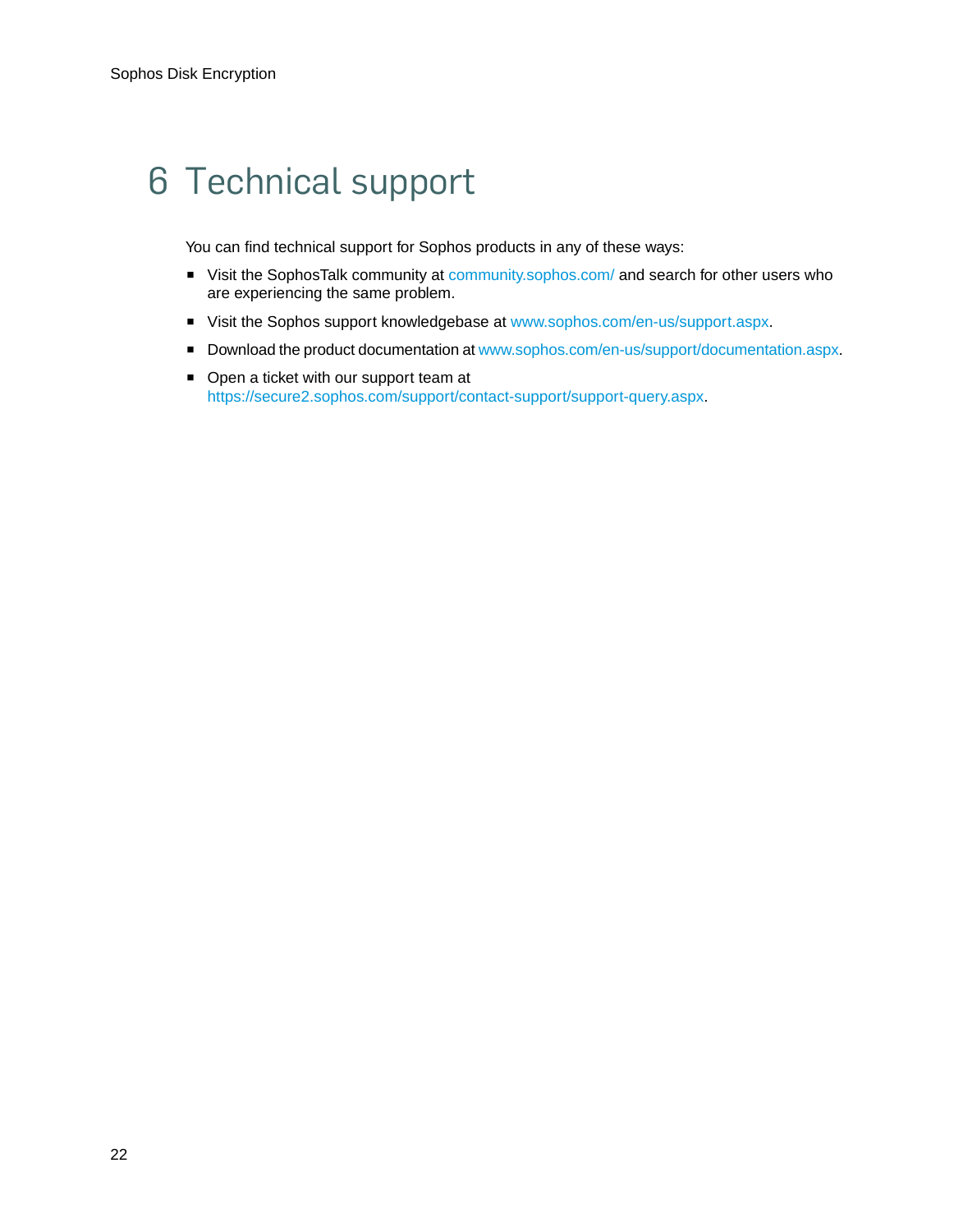# 6 Technical support

You can find technical support for Sophos products in any of these ways:

- Visit the SophosTalk community at community.sophos.com/ and search for other users who are experiencing the same problem.
- Visit the Sophos support knowledgebase at www.sophos.com/en-us/support.aspx.
- Download the product documentation at www.sophos.com/en-us/support/documentation.aspx.
- Open a ticket with our support team at https://secure2.sophos.com/support/contact-support/support-query.aspx.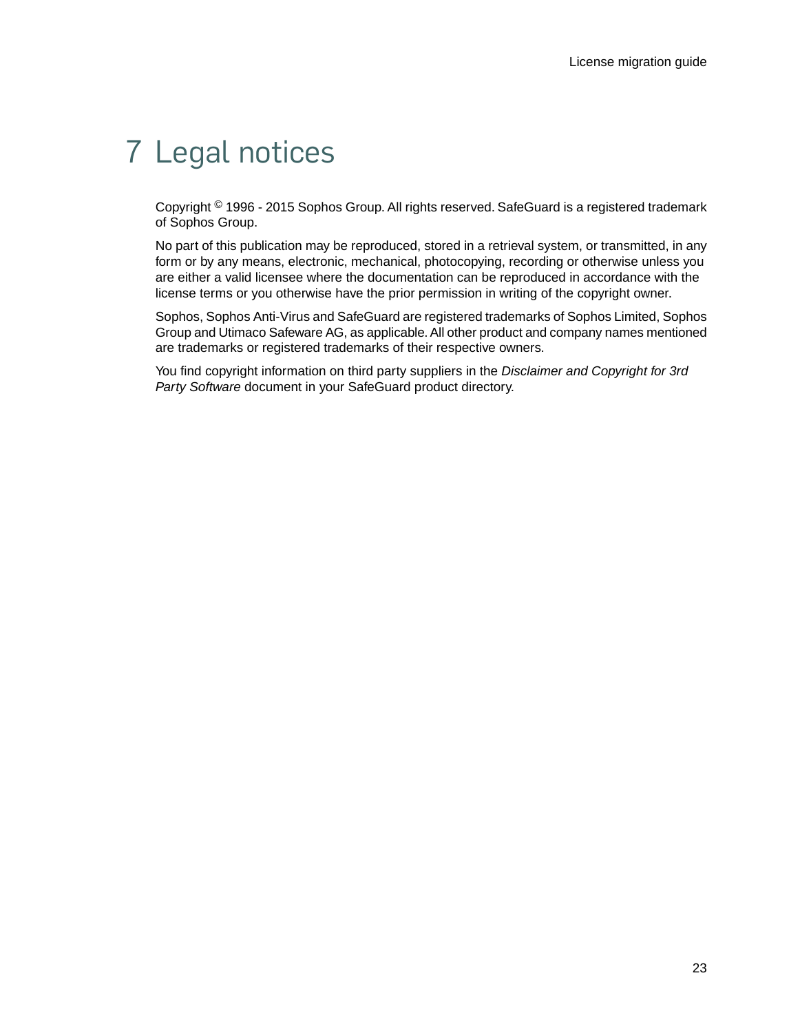# 7 Legal notices

Copyright © 1996 - 2015 Sophos Group. All rights reserved. SafeGuard is a registered trademark of Sophos Group.

No part of this publication may be reproduced, stored in a retrieval system, or transmitted, in any form or by any means, electronic, mechanical, photocopying, recording or otherwise unless you are either a valid licensee where the documentation can be reproduced in accordance with the license terms or you otherwise have the prior permission in writing of the copyright owner.

Sophos, Sophos Anti-Virus and SafeGuard are registered trademarks of Sophos Limited, Sophos Group and Utimaco Safeware AG, as applicable. All other product and company names mentioned are trademarks or registered trademarks of their respective owners.

You find copyright information on third party suppliers in the *Disclaimer and Copyright for 3rd Party Software* document in your SafeGuard product directory.